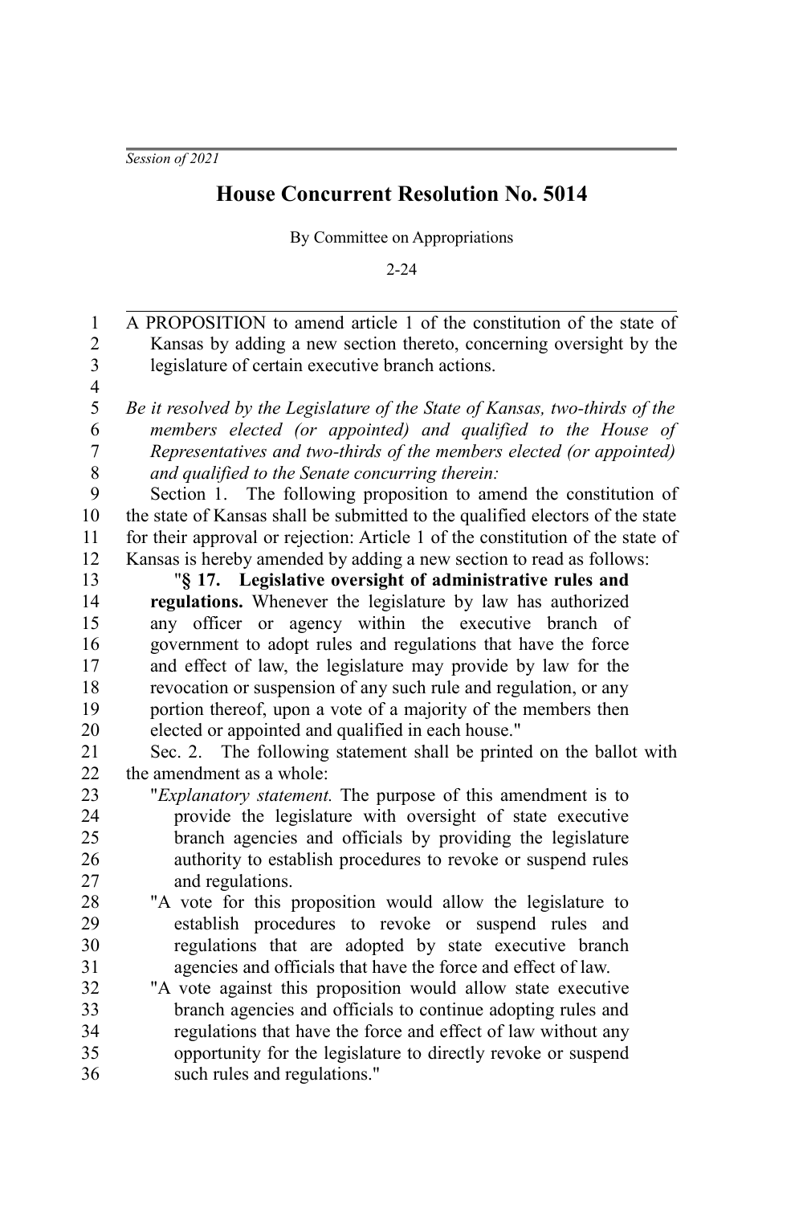*Session of 2021*

# House Concurrent Resolution No. 5014

By Committee on Appropriations

2-24

A PROPOSITION to amend article 1 of the constitution of the state of Kansas by adding a new section thereto, concerning oversight by the legislature of certain executive branch actions.

*Be it resolved by the Legislature of the State of Kansas, two-thirds of the members elected (or appointed) and qualified to the House of Representatives and two-thirds of the members elected (or appointed) and qualified to the Senate concurring therein:*

Section 1. The following proposition to amend the constitution of the state of Kansas shall be submitted to the qualified electors of the state for their approval or rejection: Article 1 of the constitution of the state of Kansas is hereby amended by adding a new section to read as follows:

"**§ 17. Legislative oversight of administrative rules and regulations.** Whenever the legislature by law has authorized any officer or agency within the executive branch of government to adopt rules and regulations that have the force and effect of law, the legislature may provide by law for the revocation or suspension of any such rule and regulation, or any portion thereof, upon a vote of a majority of the members then elected or appointed and qualified in each house."

Sec. 2. The following statement shall be printed on the ballot with the amendment as a whole:

"*Explanatory statement.* The purpose of this amendment is to provide the legislature with oversight of state executive branch agencies and officials by providing the legislature authority to establish procedures to revoke or suspend rules and regulations.

"A vote for this proposition would allow the legislature to establish procedures to revoke or suspend rules and regulations that are adopted by state executive branch agencies and officials that have the force and effect of law.

"A vote against this proposition would allow state executive branch agencies and officials to continue adopting rules and regulations that have the force and effect of law without any opportunity for the legislature to directly revoke or suspend such rules and regulations."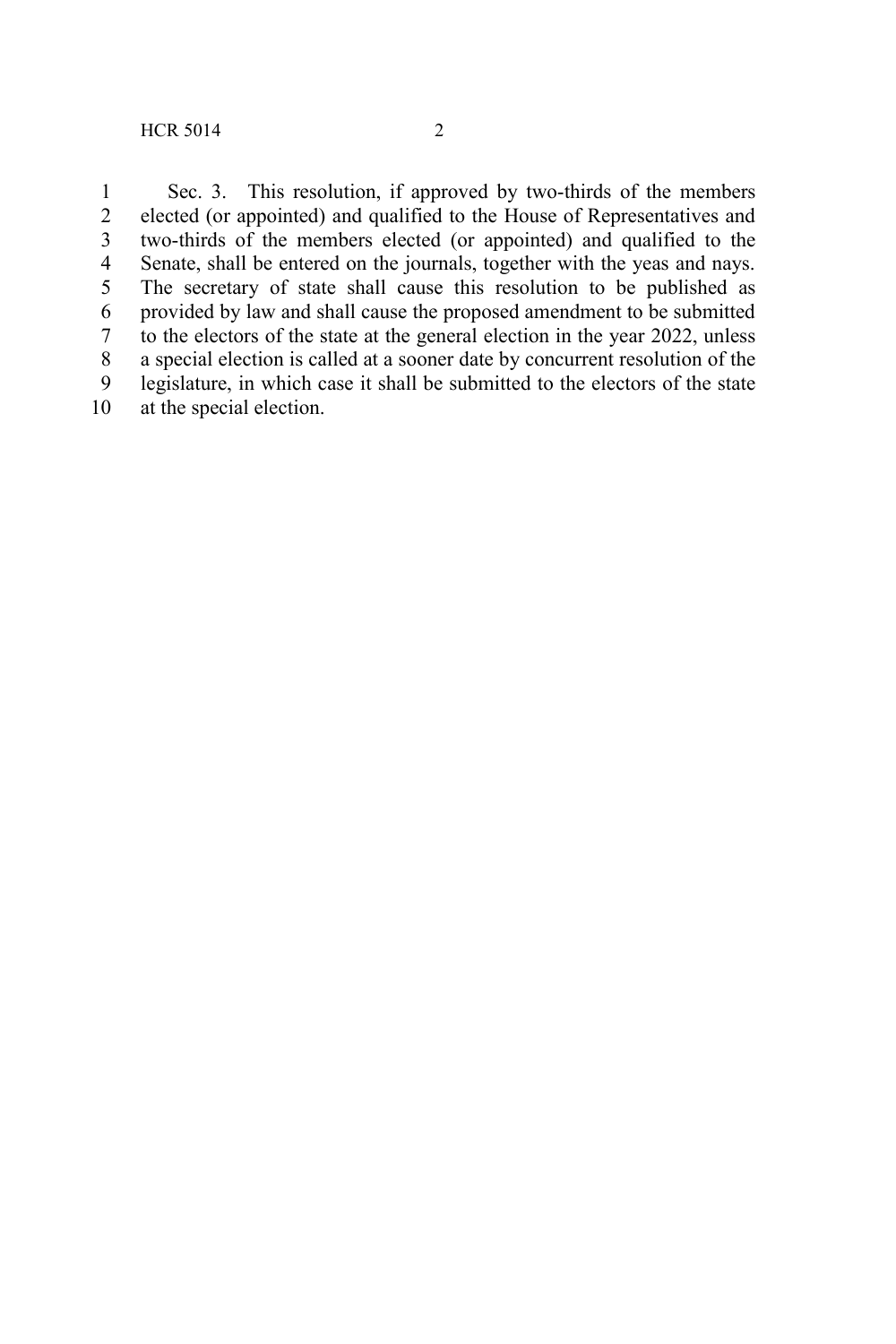Sec. 3. This resolution, if approved by two-thirds of the members elected (or appointed) and qualified to the House of Representatives and two-thirds of the members elected (or appointed) and qualified to the Senate, shall be entered on the journals, together with the yeas and nays. The secretary of state shall cause this resolution to be published as provided by law and shall cause the proposed amendment to be submitted to the electors of the state at the general election in the year 2022, unless a special election is called at a sooner date by concurrent resolution of the legislature, in which case it shall be submitted to the electors of the state at the special election.